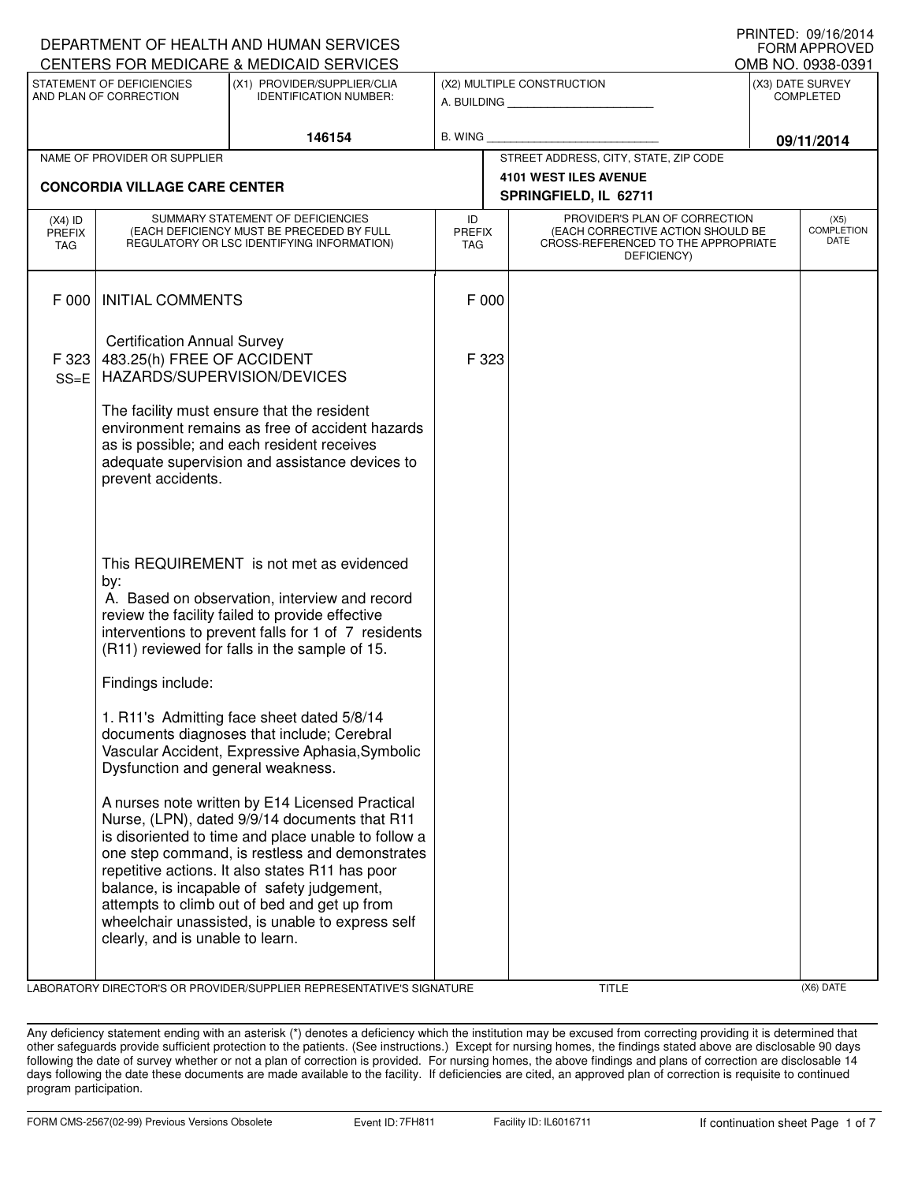DEPARTMENT OF HEALTH AND HUMAN SERVICES
CENTERS FOR MEDICARE & MEDICAID SERVICES

PRINTED: 09/16/2014
FORM APPROVED
OMB NO. 0938-0391

| STATEMENT OF DEFICIENCIES AND PLAN OF CORRECTION | (X1) PROVIDER/SUPPLIER/CLIA IDENTIFICATION NUMBER: | (X2) MULTIPLE CONSTRUCTION | (X3) DATE SURVEY COMPLETED |
|---|---|---|---|
| | 146154 | A. BUILDING ______ B. WING ______ | 09/11/2014 |

| NAME OF PROVIDER OR SUPPLIER | STREET ADDRESS, CITY, STATE, ZIP CODE |
|---|---|
| CONCORDIA VILLAGE CARE CENTER | 4101 WEST ILES AVENUE SPRINGFIELD, IL 62711 |

| (X4) ID PREFIX TAG | SUMMARY STATEMENT OF DEFICIENCIES (EACH DEFICIENCY MUST BE PRECEDED BY FULL REGULATORY OR LSC IDENTIFYING INFORMATION) | ID PREFIX TAG | PROVIDER'S PLAN OF CORRECTION (EACH CORRECTIVE ACTION SHOULD BE CROSS-REFERENCED TO THE APPROPRIATE DEFICIENCY) | (X5) COMPLETION DATE |
|---|---|---|---|---|
| F 000 | INITIAL COMMENTS<br><br>Certification Annual Survey | F 000 | | |
| F 323 SS=E | 483.25(h) FREE OF ACCIDENT HAZARDS/SUPERVISION/DEVICES<br><br>The facility must ensure that the resident environment remains as free of accident hazards as is possible; and each resident receives adequate supervision and assistance devices to prevent accidents.<br><br>This REQUIREMENT is not met as evidenced by:<br>A. Based on observation, interview and record review the facility failed to provide effective interventions to prevent falls for 1 of 7 residents (R11) reviewed for falls in the sample of 15.<br><br>Findings include:<br><br>1. R11's Admitting face sheet dated 5/8/14 documents diagnoses that include; Cerebral Vascular Accident, Expressive Aphasia,Symbolic Dysfunction and general weakness.<br><br>A nurses note written by E14 Licensed Practical Nurse, (LPN), dated 9/9/14 documents that R11 is disoriented to time and place unable to follow a one step command, is restless and demonstrates repetitive actions. It also states R11 has poor balance, is incapable of safety judgement, attempts to climb out of bed and get up from wheelchair unassisted, is unable to express self clearly, and is unable to learn. | F 323 | | |

LABORATORY DIRECTOR'S OR PROVIDER/SUPPLIER REPRESENTATIVE'S SIGNATURE | TITLE | (X6) DATE

Any deficiency statement ending with an asterisk (*) denotes a deficiency which the institution may be excused from correcting providing it is determined that other safeguards provide sufficient protection to the patients. (See instructions.) Except for nursing homes, the findings stated above are disclosable 90 days following the date of survey whether or not a plan of correction is provided. For nursing homes, the above findings and plans of correction are disclosable 14 days following the date these documents are made available to the facility. If deficiencies are cited, an approved plan of correction is requisite to continued program participation.

FORM CMS-2567(02-99) Previous Versions Obsolete | Event ID: 7FH811 | Facility ID: IL6016711 | If continuation sheet Page 1 of 7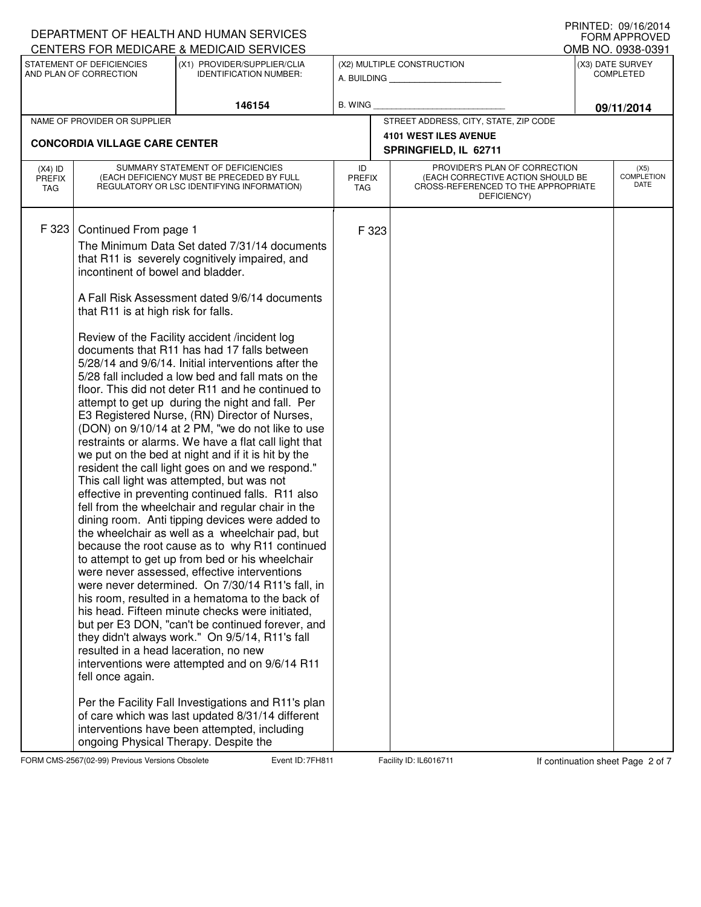DEPARTMENT OF HEALTH AND HUMAN SERVICES
CENTERS FOR MEDICARE & MEDICAID SERVICES

PRINTED: 09/16/2014
FORM APPROVED
OMB NO. 0938-0391

| STATEMENT OF DEFICIENCIES AND PLAN OF CORRECTION | (X1) PROVIDER/SUPPLIER/CLIA IDENTIFICATION NUMBER: | (X2) MULTIPLE CONSTRUCTION | (X3) DATE SURVEY COMPLETED |
|---|---|---|---|
| | 146154 | A. BUILDING ______ B. WING ______ | 09/11/2014 |

| NAME OF PROVIDER OR SUPPLIER | STREET ADDRESS, CITY, STATE, ZIP CODE |
|---|---|
| CONCORDIA VILLAGE CARE CENTER | 4101 WEST ILES AVENUE SPRINGFIELD, IL 62711 |

| (X4) ID PREFIX TAG | SUMMARY STATEMENT OF DEFICIENCIES (EACH DEFICIENCY MUST BE PRECEDED BY FULL REGULATORY OR LSC IDENTIFYING INFORMATION) | ID PREFIX TAG | PROVIDER'S PLAN OF CORRECTION (EACH CORRECTIVE ACTION SHOULD BE CROSS-REFERENCED TO THE APPROPRIATE DEFICIENCY) | (X5) COMPLETION DATE |
|---|---|---|---|---|
| F 323 | Continued From page 1<br>The Minimum Data Set dated 7/31/14 documents that R11 is severely cognitively impaired, and incontinent of bowel and bladder.<br><br>A Fall Risk Assessment dated 9/6/14 documents that R11 is at high risk for falls.<br><br>Review of the Facility accident /incident log documents that R11 has had 17 falls between 5/28/14 and 9/6/14. Initial interventions after the 5/28 fall included a low bed and fall mats on the floor. This did not deter R11 and he continued to attempt to get up during the night and fall. Per E3 Registered Nurse, (RN) Director of Nurses, (DON) on 9/10/14 at 2 PM, "we do not like to use restraints or alarms. We have a flat call light that we put on the bed at night and if it is hit by the resident the call light goes on and we respond." This call light was attempted, but was not effective in preventing continued falls. R11 also fell from the wheelchair and regular chair in the dining room. Anti tipping devices were added to the wheelchair as well as a wheelchair pad, but because the root cause as to why R11 continued to attempt to get up from bed or his wheelchair were never assessed, effective interventions were never determined. On 7/30/14 R11's fall, in his room, resulted in a hematoma to the back of his head. Fifteen minute checks were initiated, but per E3 DON, "can't be continued forever, and they didn't always work." On 9/5/14, R11's fall resulted in a head laceration, no new interventions were attempted and on 9/6/14 R11 fell once again.<br><br>Per the Facility Fall Investigations and R11's plan of care which was last updated 8/31/14 different interventions have been attempted, including ongoing Physical Therapy. Despite the | F 323 | | |

FORM CMS-2567(02-99) Previous Versions Obsolete Event ID: 7FH811 Facility ID: IL6016711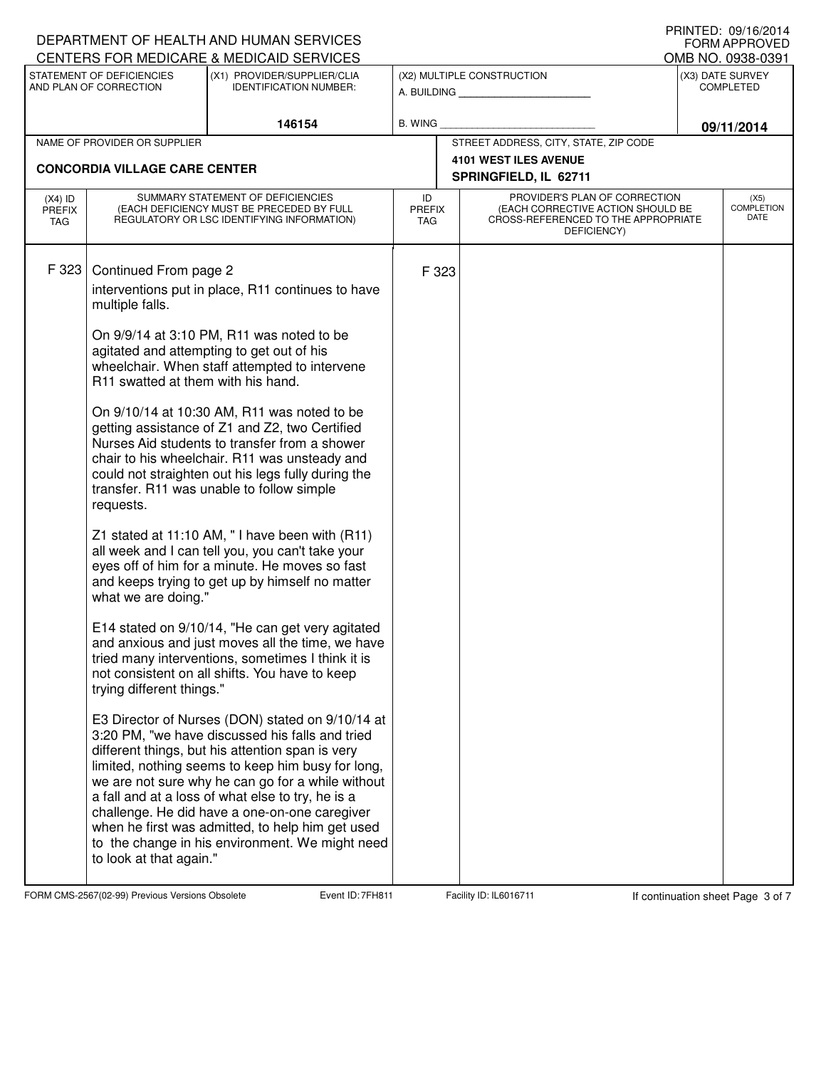DEPARTMENT OF HEALTH AND HUMAN SERVICES
CENTERS FOR MEDICARE & MEDICAID SERVICES

PRINTED: 09/16/2014
FORM APPROVED
OMB NO. 0938-0391

| STATEMENT OF DEFICIENCIES AND PLAN OF CORRECTION | (X1) PROVIDER/SUPPLIER/CLIA IDENTIFICATION NUMBER: | (X2) MULTIPLE CONSTRUCTION | (X3) DATE SURVEY COMPLETED |
|---|---|---|---|
| | 146154 | A. BUILDING ______ B. WING ______ | 09/11/2014 |

| NAME OF PROVIDER OR SUPPLIER | STREET ADDRESS, CITY, STATE, ZIP CODE |
|---|---|
| CONCORDIA VILLAGE CARE CENTER | 4101 WEST ILES AVENUE SPRINGFIELD, IL 62711 |

| (X4) ID PREFIX TAG | SUMMARY STATEMENT OF DEFICIENCIES (EACH DEFICIENCY MUST BE PRECEDED BY FULL REGULATORY OR LSC IDENTIFYING INFORMATION) | ID PREFIX TAG | PROVIDER'S PLAN OF CORRECTION (EACH CORRECTIVE ACTION SHOULD BE CROSS-REFERENCED TO THE APPROPRIATE DEFICIENCY) | (X5) COMPLETION DATE |
|---|---|---|---|---|
| F 323 | Continued From page 2 | F 323 | | |

interventions put in place, R11 continues to have multiple falls.

On 9/9/14 at 3:10 PM, R11 was noted to be agitated and attempting to get out of his wheelchair. When staff attempted to intervene R11 swatted at them with his hand.

On 9/10/14 at 10:30 AM, R11 was noted to be getting assistance of Z1 and Z2, two Certified Nurses Aid students to transfer from a shower chair to his wheelchair. R11 was unsteady and could not straighten out his legs fully during the transfer. R11 was unable to follow simple requests.

Z1 stated at 11:10 AM, " I have been with (R11) all week and I can tell you, you can't take your eyes off of him for a minute. He moves so fast and keeps trying to get up by himself no matter what we are doing."

E14 stated on 9/10/14, "He can get very agitated and anxious and just moves all the time, we have tried many interventions, sometimes I think it is not consistent on all shifts. You have to keep trying different things."

E3 Director of Nurses (DON) stated on 9/10/14 at 3:20 PM, "we have discussed his falls and tried different things, but his attention span is very limited, nothing seems to keep him busy for long, we are not sure why he can go for a while without a fall and at a loss of what else to try, he is a challenge. He did have a one-on-one caregiver when he first was admitted, to help him get used to the change in his environment. We might need to look at that again."

FORM CMS-2567(02-99) Previous Versions Obsolete | Event ID: 7FH811 | Facility ID: IL6016711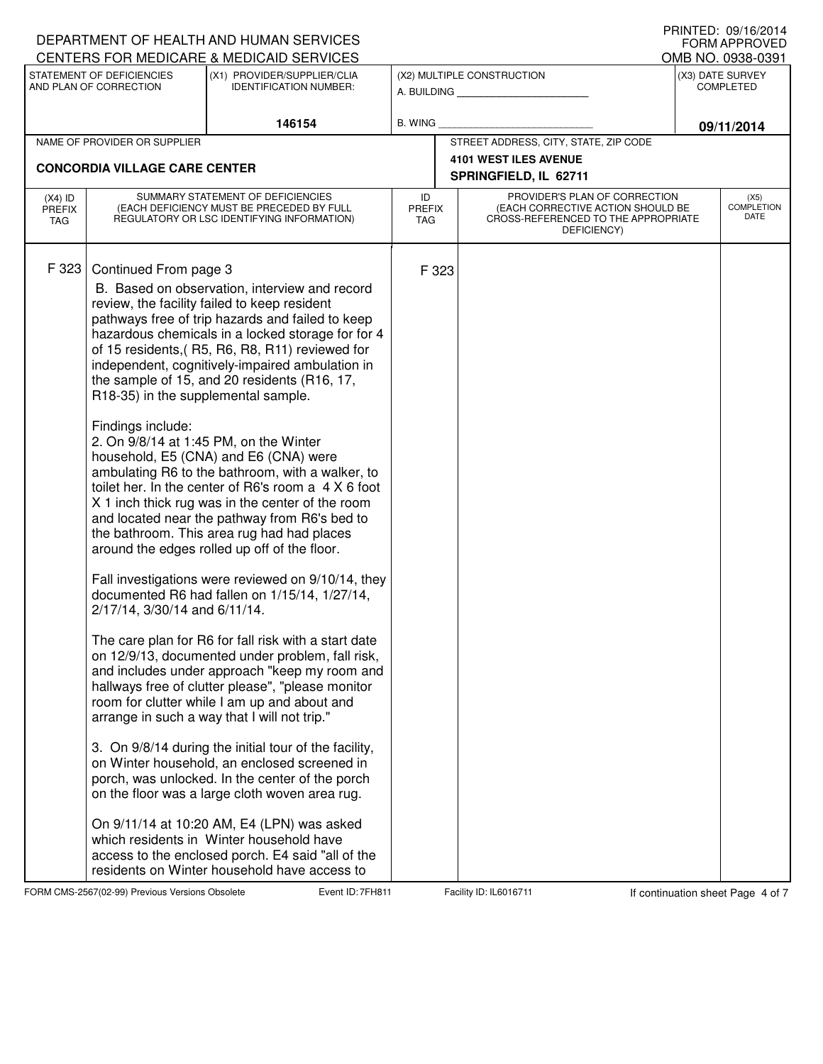DEPARTMENT OF HEALTH AND HUMAN SERVICES
CENTERS FOR MEDICARE & MEDICAID SERVICES

PRINTED: 09/16/2014
FORM APPROVED
OMB NO. 0938-0391

| STATEMENT OF DEFICIENCIES AND PLAN OF CORRECTION | (X1) PROVIDER/SUPPLIER/CLIA IDENTIFICATION NUMBER: | (X2) MULTIPLE CONSTRUCTION | (X3) DATE SURVEY COMPLETED |
|---|---|---|---|
| | 146154 | A. BUILDING ______ B. WING ______ | 09/11/2014 |

| NAME OF PROVIDER OR SUPPLIER | STREET ADDRESS, CITY, STATE, ZIP CODE |
|---|---|
| CONCORDIA VILLAGE CARE CENTER | 4101 WEST ILES AVENUE SPRINGFIELD, IL 62711 |

| (X4) ID PREFIX TAG | SUMMARY STATEMENT OF DEFICIENCIES (EACH DEFICIENCY MUST BE PRECEDED BY FULL REGULATORY OR LSC IDENTIFYING INFORMATION) | ID PREFIX TAG | PROVIDER'S PLAN OF CORRECTION (EACH CORRECTIVE ACTION SHOULD BE CROSS-REFERENCED TO THE APPROPRIATE DEFICIENCY) | (X5) COMPLETION DATE |
|---|---|---|---|---|
| F 323 | Continued From page 3 | F 323 | | |

B. Based on observation, interview and record review, the facility failed to keep resident pathways free of trip hazards and failed to keep hazardous chemicals in a locked storage for for 4 of 15 residents,( R5, R6, R8, R11) reviewed for independent, cognitively-impaired ambulation in the sample of 15, and 20 residents (R16, 17, R18-35) in the supplemental sample.

Findings include:
2. On 9/8/14 at 1:45 PM, on the Winter household, E5 (CNA) and E6 (CNA) were ambulating R6 to the bathroom, with a walker, to toilet her. In the center of R6's room a 4 X 6 foot X 1 inch thick rug was in the center of the room and located near the pathway from R6's bed to the bathroom. This area rug had had places around the edges rolled up off of the floor.

Fall investigations were reviewed on 9/10/14, they documented R6 had fallen on 1/15/14, 1/27/14, 2/17/14, 3/30/14 and 6/11/14.

The care plan for R6 for fall risk with a start date on 12/9/13, documented under problem, fall risk, and includes under approach "keep my room and hallways free of clutter please", "please monitor room for clutter while I am up and about and arrange in such a way that I will not trip."

3. On 9/8/14 during the initial tour of the facility, on Winter household, an enclosed screened in porch, was unlocked. In the center of the porch on the floor was a large cloth woven area rug.

On 9/11/14 at 10:20 AM, E4 (LPN) was asked which residents in Winter household have access to the enclosed porch. E4 said "all of the residents on Winter household have access to

FORM CMS-2567(02-99) Previous Versions Obsolete Event ID: 7FH811 Facility ID: IL6016711 If continuation sheet Page 4 of 7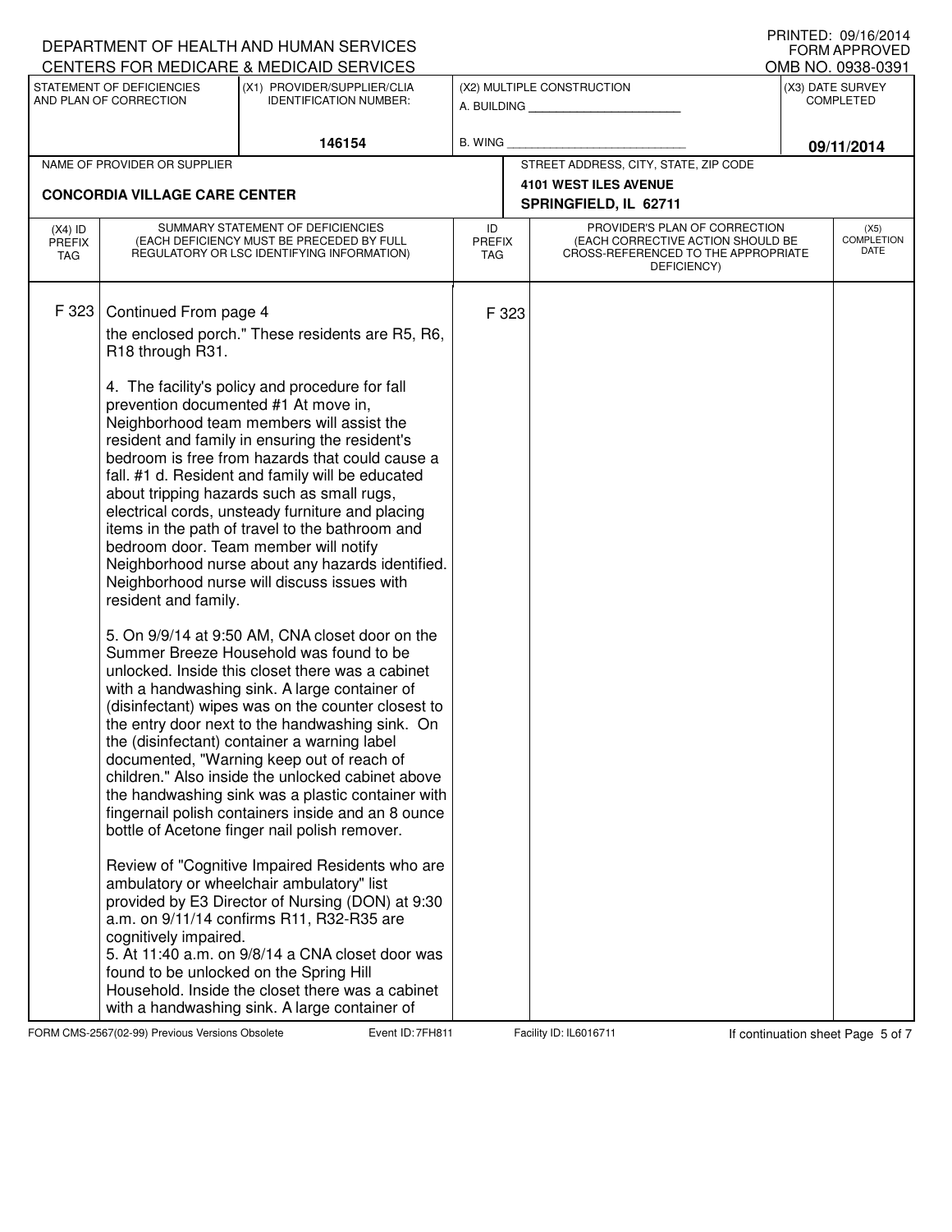DEPARTMENT OF HEALTH AND HUMAN SERVICES
CENTERS FOR MEDICARE & MEDICAID SERVICES

PRINTED: 09/16/2014
FORM APPROVED
OMB NO. 0938-0391

| STATEMENT OF DEFICIENCIES AND PLAN OF CORRECTION | (X1) PROVIDER/SUPPLIER/CLIA IDENTIFICATION NUMBER: | (X2) MULTIPLE CONSTRUCTION | (X3) DATE SURVEY COMPLETED |
|---|---|---|---|
| | 146154 | A. BUILDING ______ B. WING ______ | 09/11/2014 |

| NAME OF PROVIDER OR SUPPLIER | STREET ADDRESS, CITY, STATE, ZIP CODE |
|---|---|
| CONCORDIA VILLAGE CARE CENTER | 4101 WEST ILES AVENUE SPRINGFIELD, IL 62711 |

| (X4) ID PREFIX TAG | SUMMARY STATEMENT OF DEFICIENCIES (EACH DEFICIENCY MUST BE PRECEDED BY FULL REGULATORY OR LSC IDENTIFYING INFORMATION) | ID PREFIX TAG | PROVIDER'S PLAN OF CORRECTION (EACH CORRECTIVE ACTION SHOULD BE CROSS-REFERENCED TO THE APPROPRIATE DEFICIENCY) | (X5) COMPLETION DATE |
|---|---|---|---|---|
| F 323 | Continued From page 4 | F 323 | | |

the enclosed porch." These residents are R5, R6, R18 through R31.

4. The facility's policy and procedure for fall prevention documented #1 At move in, Neighborhood team members will assist the resident and family in ensuring the resident's bedroom is free from hazards that could cause a fall. #1 d. Resident and family will be educated about tripping hazards such as small rugs, electrical cords, unsteady furniture and placing items in the path of travel to the bathroom and bedroom door. Team member will notify Neighborhood nurse about any hazards identified. Neighborhood nurse will discuss issues with resident and family.

5. On 9/9/14 at 9:50 AM, CNA closet door on the Summer Breeze Household was found to be unlocked. Inside this closet there was a cabinet with a handwashing sink. A large container of (disinfectant) wipes was on the counter closest to the entry door next to the handwashing sink. On the (disinfectant) container a warning label documented, "Warning keep out of reach of children." Also inside the unlocked cabinet above the handwashing sink was a plastic container with fingernail polish containers inside and an 8 ounce bottle of Acetone finger nail polish remover.

Review of "Cognitive Impaired Residents who are ambulatory or wheelchair ambulatory" list provided by E3 Director of Nursing (DON) at 9:30 a.m. on 9/11/14 confirms R11, R32-R35 are cognitively impaired.
5. At 11:40 a.m. on 9/8/14 a CNA closet door was found to be unlocked on the Spring Hill Household. Inside the closet there was a cabinet with a handwashing sink. A large container of

FORM CMS-2567(02-99) Previous Versions Obsolete Event ID: 7FH811 Facility ID: IL6016711 If continuation sheet Page 5 of 7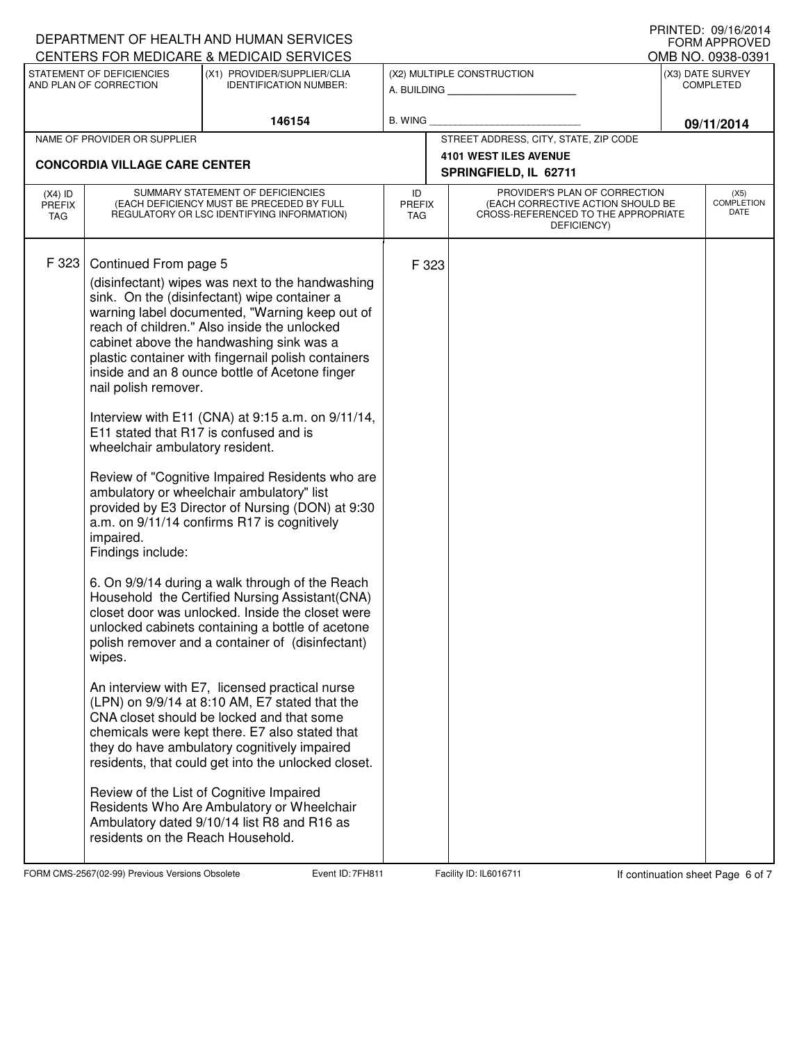DEPARTMENT OF HEALTH AND HUMAN SERVICES
CENTERS FOR MEDICARE & MEDICAID SERVICES

PRINTED: 09/16/2014
FORM APPROVED
OMB NO. 0938-0391

| STATEMENT OF DEFICIENCIES AND PLAN OF CORRECTION | (X1) PROVIDER/SUPPLIER/CLIA IDENTIFICATION NUMBER: | (X2) MULTIPLE CONSTRUCTION | (X3) DATE SURVEY COMPLETED |
|---|---|---|---|
| | 146154 | A. BUILDING ______ B. WING ______ | 09/11/2014 |

| NAME OF PROVIDER OR SUPPLIER | STREET ADDRESS, CITY, STATE, ZIP CODE |
|---|---|
| CONCORDIA VILLAGE CARE CENTER | 4101 WEST ILES AVENUE SPRINGFIELD, IL 62711 |

| (X4) ID PREFIX TAG | SUMMARY STATEMENT OF DEFICIENCIES (EACH DEFICIENCY MUST BE PRECEDED BY FULL REGULATORY OR LSC IDENTIFYING INFORMATION) | ID PREFIX TAG | PROVIDER'S PLAN OF CORRECTION (EACH CORRECTIVE ACTION SHOULD BE CROSS-REFERENCED TO THE APPROPRIATE DEFICIENCY) | (X5) COMPLETION DATE |
|---|---|---|---|---|
| F 323 | Continued From page 5 | F 323 | | |

(disinfectant) wipes was next to the handwashing sink. On the (disinfectant) wipe container a warning label documented, "Warning keep out of reach of children." Also inside the unlocked cabinet above the handwashing sink was a plastic container with fingernail polish containers inside and an 8 ounce bottle of Acetone finger nail polish remover.

Interview with E11 (CNA) at 9:15 a.m. on 9/11/14, E11 stated that R17 is confused and is wheelchair ambulatory resident.

Review of "Cognitive Impaired Residents who are ambulatory or wheelchair ambulatory" list provided by E3 Director of Nursing (DON) at 9:30 a.m. on 9/11/14 confirms R17 is cognitively impaired.
Findings include:

6. On 9/9/14 during a walk through of the Reach Household the Certified Nursing Assistant(CNA) closet door was unlocked. Inside the closet were unlocked cabinets containing a bottle of acetone polish remover and a container of (disinfectant) wipes.

An interview with E7, licensed practical nurse (LPN) on 9/9/14 at 8:10 AM, E7 stated that the CNA closet should be locked and that some chemicals were kept there. E7 also stated that they do have ambulatory cognitively impaired residents, that could get into the unlocked closet.

Review of the List of Cognitive Impaired Residents Who Are Ambulatory or Wheelchair Ambulatory dated 9/10/14 list R8 and R16 as residents on the Reach Household.

FORM CMS-2567(02-99) Previous Versions Obsolete Event ID: 7FH811 Facility ID: IL6016711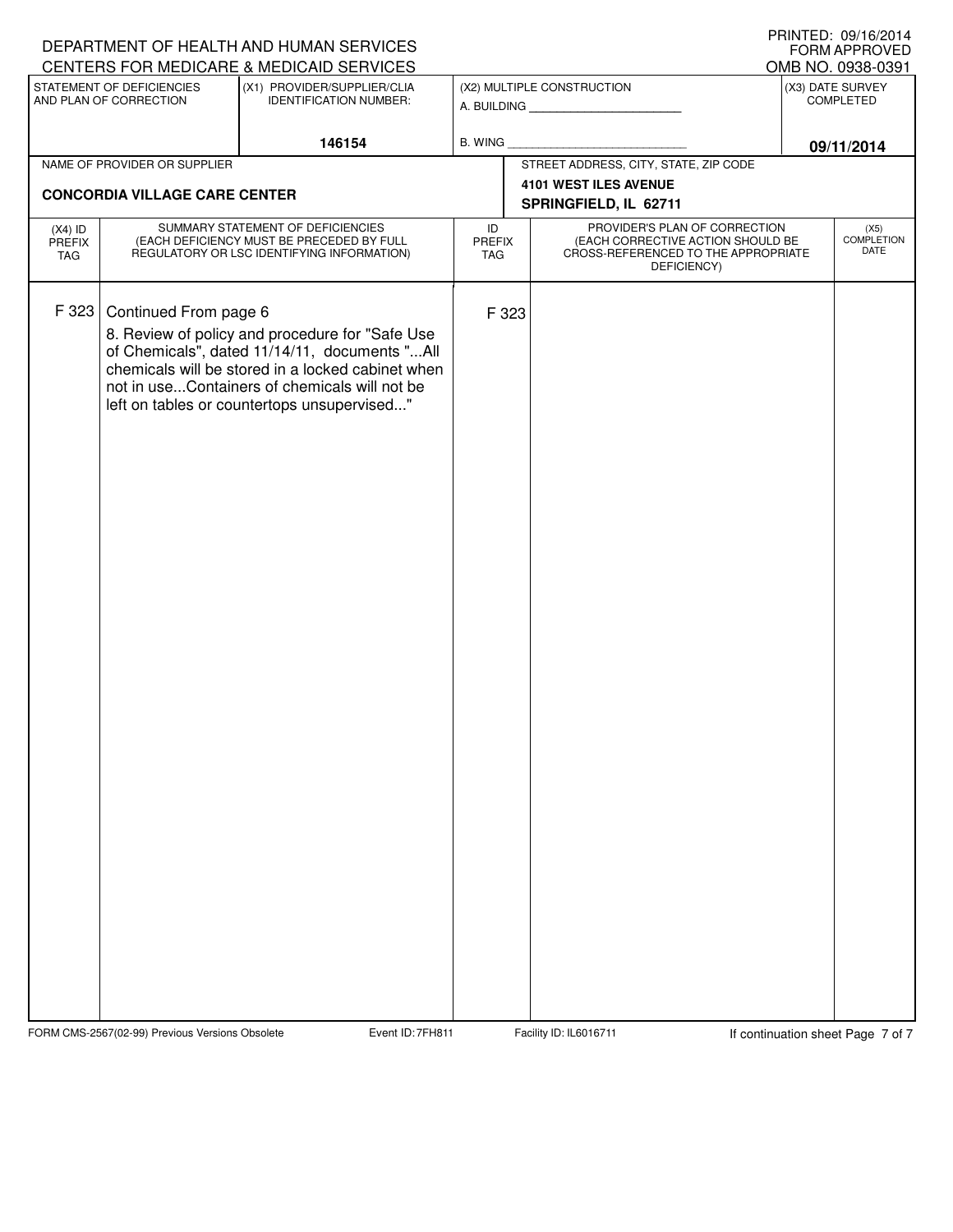DEPARTMENT OF HEALTH AND HUMAN SERVICES
CENTERS FOR MEDICARE & MEDICAID SERVICES

PRINTED: 09/16/2014
FORM APPROVED
OMB NO. 0938-0391

| STATEMENT OF DEFICIENCIES AND PLAN OF CORRECTION | (X1) PROVIDER/SUPPLIER/CLIA IDENTIFICATION NUMBER: | (X2) MULTIPLE CONSTRUCTION | (X3) DATE SURVEY COMPLETED |
| --- | --- | --- | --- |
| | 146154 | A. BUILDING ______ B. WING ______ | 09/11/2014 |

| NAME OF PROVIDER OR SUPPLIER | STREET ADDRESS, CITY, STATE, ZIP CODE |
| --- | --- |
| CONCORDIA VILLAGE CARE CENTER | 4101 WEST ILES AVENUE SPRINGFIELD, IL 62711 |

| (X4) ID PREFIX TAG | SUMMARY STATEMENT OF DEFICIENCIES (EACH DEFICIENCY MUST BE PRECEDED BY FULL REGULATORY OR LSC IDENTIFYING INFORMATION) | ID PREFIX TAG | PROVIDER'S PLAN OF CORRECTION (EACH CORRECTIVE ACTION SHOULD BE CROSS-REFERENCED TO THE APPROPRIATE DEFICIENCY) | (X5) COMPLETION DATE |
| --- | --- | --- | --- | --- |
| F 323 | Continued From page 6<br>8. Review of policy and procedure for "Safe Use of Chemicals", dated 11/14/11, documents "...All chemicals will be stored in a locked cabinet when not in use...Containers of chemicals will not be left on tables or countertops unsupervised..." | F 323 | | |

FORM CMS-2567(02-99) Previous Versions Obsolete Event ID: 7FH811 Facility ID: IL6016711